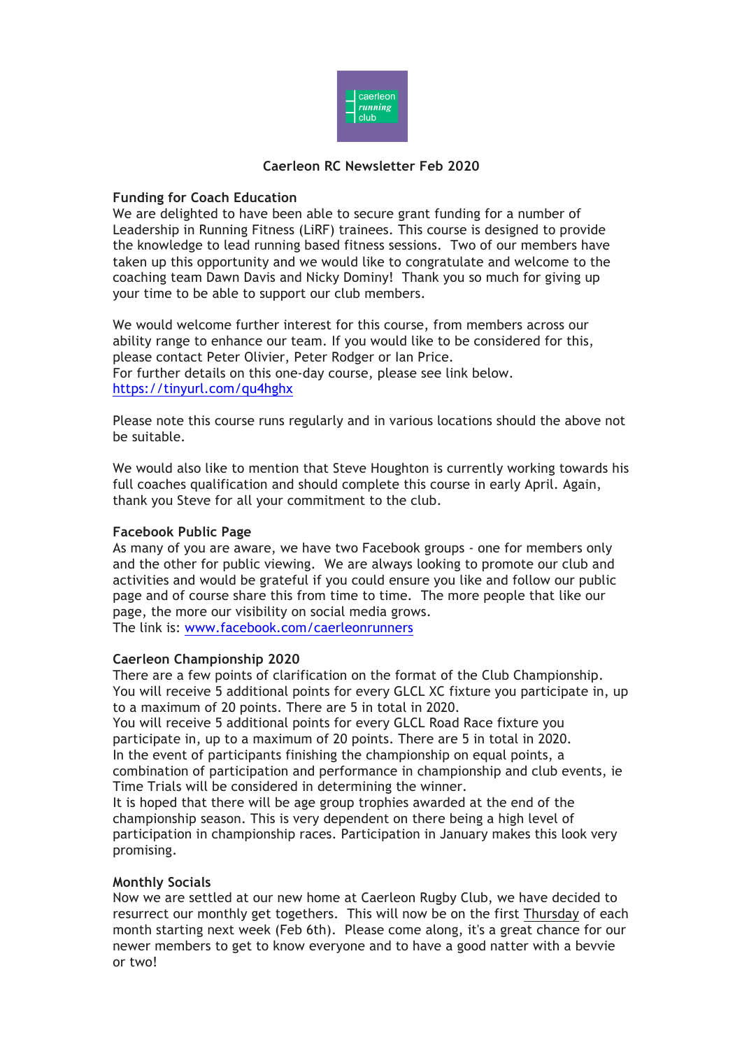# Caerleon RC Newsletter Feb 2020

**Funding for Coach Education**

We are delighted to have been able to secure grant funding for a number of Leadership in Running Fitness (LiRF) trainees. This course is designed to provide the knowledge to lead running based fitness sessions. Two of our members have taken up this opportunity and we would like to congratulate and welcome to the coaching team Dawn Davis and Nicky Dominy! Thank you so much for giving up your time to be able to support our club members.

We would welcome further interest for this course, from members across our ability range to enhance our team. If you would like to be considered for this, please contact Peter Olivier, Peter Rodger or Ian Price.
For further details on this one-day course, please see link below.
https://tinyurl.com/qu4hghx

Please note this course runs regularly and in various locations should the above not be suitable.

We would also like to mention that Steve Houghton is currently working towards his full coaches qualification and should complete this course in early April. Again, thank you Steve for all your commitment to the club.

**Facebook Public Page**

As many of you are aware, we have two Facebook groups - one for members only and the other for public viewing. We are always looking to promote our club and activities and would be grateful if you could ensure you like and follow our public page and of course share this from time to time. The more people that like our page, the more our visibility on social media grows.
The link is: www.facebook.com/caerleonrunners

**Caerleon Championship 2020**

There are a few points of clarification on the format of the Club Championship.
You will receive 5 additional points for every GLCL XC fixture you participate in, up to a maximum of 20 points. There are 5 in total in 2020.
You will receive 5 additional points for every GLCL Road Race fixture you participate in, up to a maximum of 20 points. There are 5 in total in 2020.
In the event of participants finishing the championship on equal points, a combination of participation and performance in championship and club events, ie Time Trials will be considered in determining the winner.
It is hoped that there will be age group trophies awarded at the end of the championship season. This is very dependent on there being a high level of participation in championship races. Participation in January makes this look very promising.

**Monthly Socials**

Now we are settled at our new home at Caerleon Rugby Club, we have decided to resurrect our monthly get togethers. This will now be on the first Thursday of each month starting next week (Feb 6th). Please come along, it's a great chance for our newer members to get to know everyone and to have a good natter with a bevvie or two!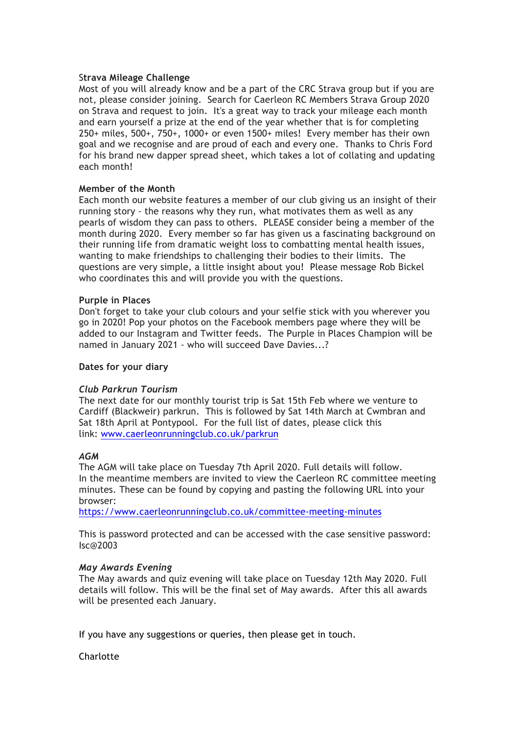**Strava Mileage Challenge**
Most of you will already know and be a part of the CRC Strava group but if you are not, please consider joining. Search for Caerleon RC Members Strava Group 2020 on Strava and request to join. It's a great way to track your mileage each month and earn yourself a prize at the end of the year whether that is for completing 250+ miles, 500+, 750+, 1000+ or even 1500+ miles! Every member has their own goal and we recognise and are proud of each and every one. Thanks to Chris Ford for his brand new dapper spread sheet, which takes a lot of collating and updating each month!

**Member of the Month**
Each month our website features a member of our club giving us an insight of their running story - the reasons why they run, what motivates them as well as any pearls of wisdom they can pass to others. PLEASE consider being a member of the month during 2020. Every member so far has given us a fascinating background on their running life from dramatic weight loss to combatting mental health issues, wanting to make friendships to challenging their bodies to their limits. The questions are very simple, a little insight about you! Please message Rob Bickel who coordinates this and will provide you with the questions.

**Purple in Places**
Don't forget to take your club colours and your selfie stick with you wherever you go in 2020! Pop your photos on the Facebook members page where they will be added to our Instagram and Twitter feeds. The Purple in Places Champion will be named in January 2021 - who will succeed Dave Davies...?

**Dates for your diary**

***Club Parkrun Tourism***
The next date for our monthly tourist trip is Sat 15th Feb where we venture to Cardiff (Blackweir) parkrun. This is followed by Sat 14th March at Cwmbran and Sat 18th April at Pontypool. For the full list of dates, please click this link: [www.caerleonrunningclub.co.uk/parkrun](www.caerleonrunningclub.co.uk/parkrun)

***AGM***
The AGM will take place on Tuesday 7th April 2020. Full details will follow.
In the meantime members are invited to view the Caerleon RC committee meeting minutes. These can be found by copying and pasting the following URL into your browser:
[https://www.caerleonrunningclub.co.uk/committee-meeting-minutes](https://www.caerleonrunningclub.co.uk/committee-meeting-minutes)

This is password protected and can be accessed with the case sensitive password: Isc@2003

***May Awards Evening***
The May awards and quiz evening will take place on Tuesday 12th May 2020. Full details will follow. This will be the final set of May awards. After this all awards will be presented each January.

If you have any suggestions or queries, then please get in touch.

Charlotte